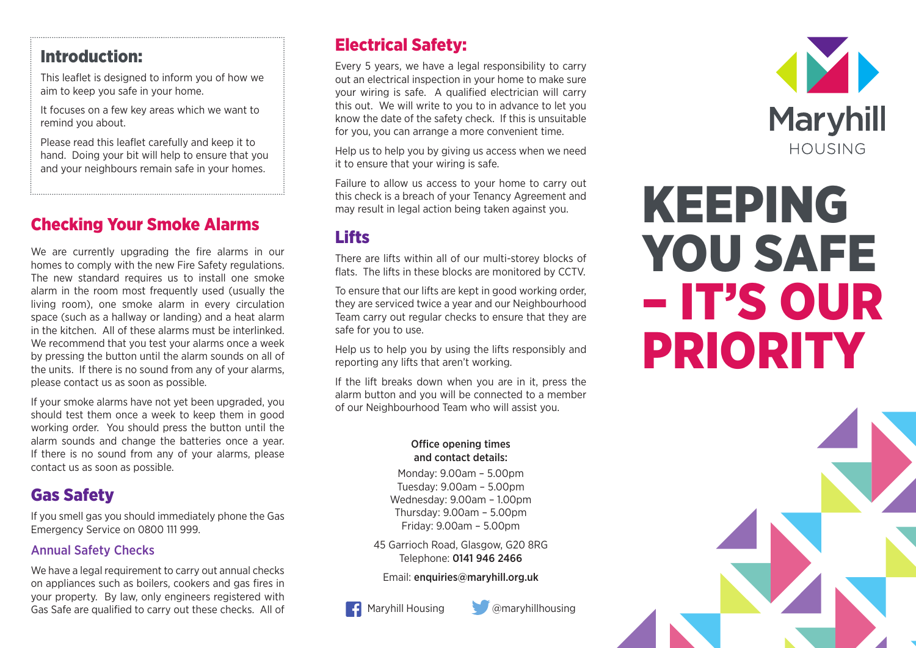## Introduction:

This leaflet is designed to inform you of how we aim to keep you safe in your home.

It focuses on a few key areas which we want to remind you about.

Please read this leaflet carefully and keep it to hand. Doing your bit will help to ensure that you and your neighbours remain safe in your homes.

## Checking Your Smoke Alarms

We are currently upgrading the fire alarms in our homes to comply with the new Fire Safety regulations. The new standard requires us to install one smoke alarm in the room most frequently used (usually the living room), one smoke alarm in every circulation space (such as a hallway or landing) and a heat alarm in the kitchen. All of these alarms must be interlinked. We recommend that you test your alarms once a week by pressing the button until the alarm sounds on all of the units. If there is no sound from any of your alarms, please contact us as soon as possible.

If your smoke alarms have not yet been upgraded, you should test them once a week to keep them in good working order. You should press the button until the alarm sounds and change the batteries once a year. If there is no sound from any of your alarms, please contact us as soon as possible.

## Gas Safety

If you smell gas you should immediately phone the Gas Emergency Service on 0800 111 999.

### Annual Safety Checks

We have a legal requirement to carry out annual checks on appliances such as boilers, cookers and gas fires in your property. By law, only engineers registered with Gas Safe are qualified to carry out these checks. All of

## Electrical Safety:

Every 5 years, we have a legal responsibility to carry out an electrical inspection in your home to make sure your wiring is safe. A qualified electrician will carry this out. We will write to you to in advance to let you know the date of the safety check. If this is unsuitable for you, you can arrange a more convenient time.

Help us to help you by giving us access when we need it to ensure that your wiring is safe.

Failure to allow us access to your home to carry out this check is a breach of your Tenancy Agreement and may result in legal action being taken against you.

## Lifts

There are lifts within all of our multi-storey blocks of flats. The lifts in these blocks are monitored by CCTV.

To ensure that our lifts are kept in good working order, they are serviced twice a year and our Neighbourhood Team carry out regular checks to ensure that they are safe for you to use.

Help us to help you by using the lifts responsibly and reporting any lifts that aren't working.

If the lift breaks down when you are in it, press the alarm button and you will be connected to a member of our Neighbourhood Team who will assist you.

**Office opening times and contact details:**

Monday: 9.00am – 5.00pm
Tuesday: 9.00am – 5.00pm
Wednesday: 9.00am – 1.00pm
Thursday: 9.00am – 5.00pm
Friday: 9.00am – 5.00pm

45 Garrioch Road, Glasgow, G20 8RG
Telephone: **0141 946 2466**

Email: **enquiries@maryhill.org.uk**

Maryhill Housing    @maryhillhousing

Maryhill HOUSING

# KEEPING YOU SAFE – IT'S OUR PRIORITY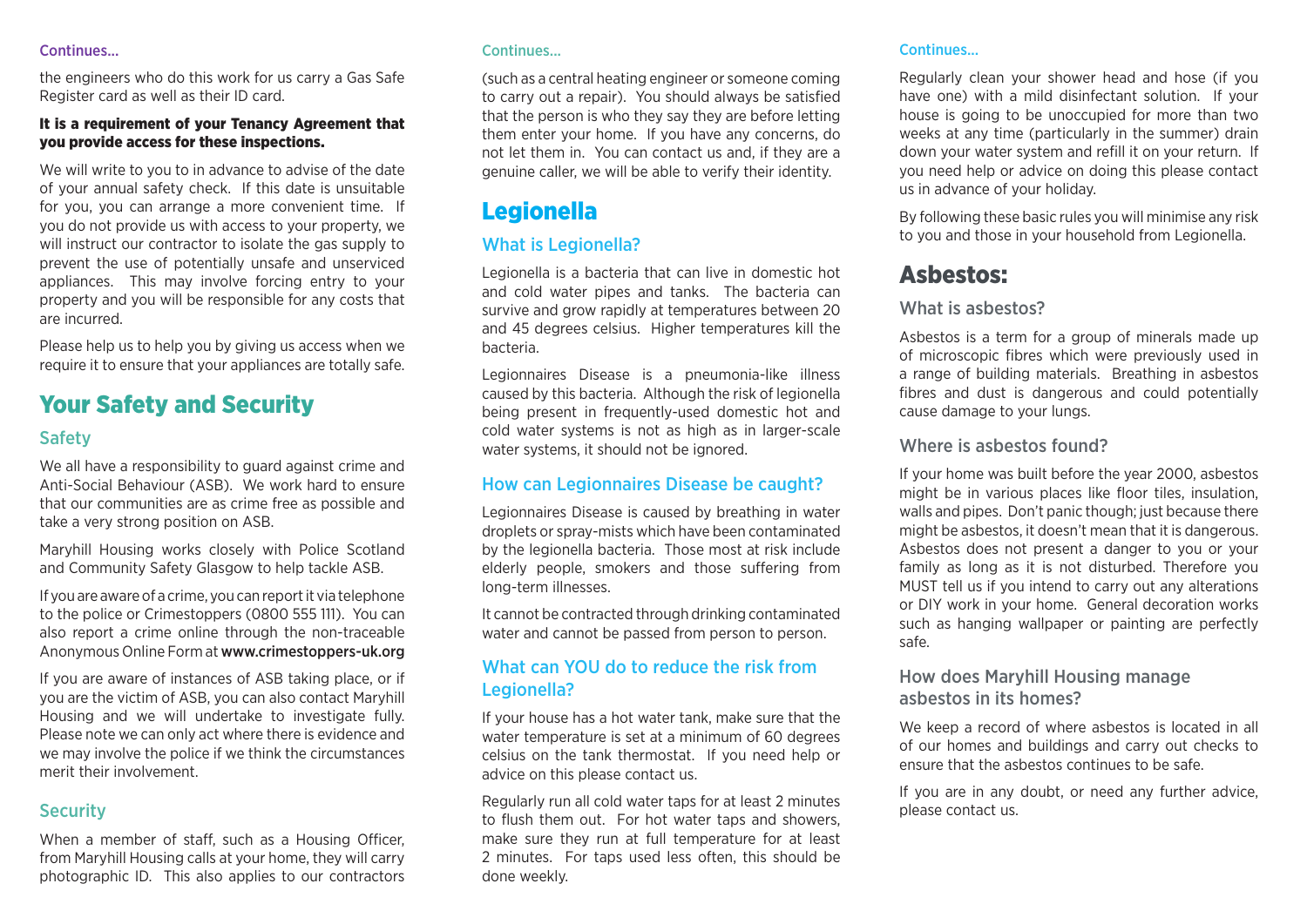Continues...

the engineers who do this work for us carry a Gas Safe Register card as well as their ID card.

**It is a requirement of your Tenancy Agreement that you provide access for these inspections.**

We will write to you to in advance to advise of the date of your annual safety check. If this date is unsuitable for you, you can arrange a more convenient time. If you do not provide us with access to your property, we will instruct our contractor to isolate the gas supply to prevent the use of potentially unsafe and unserviced appliances. This may involve forcing entry to your property and you will be responsible for any costs that are incurred.

Please help us to help you by giving us access when we require it to ensure that your appliances are totally safe.

# Your Safety and Security

## Safety

We all have a responsibility to guard against crime and Anti-Social Behaviour (ASB). We work hard to ensure that our communities are as crime free as possible and take a very strong position on ASB.

Maryhill Housing works closely with Police Scotland and Community Safety Glasgow to help tackle ASB.

If you are aware of a crime, you can report it via telephone to the police or Crimestoppers (0800 555 111). You can also report a crime online through the non-traceable Anonymous Online Form at **www.crimestoppers-uk.org**

If you are aware of instances of ASB taking place, or if you are the victim of ASB, you can also contact Maryhill Housing and we will undertake to investigate fully. Please note we can only act where there is evidence and we may involve the police if we think the circumstances merit their involvement.

## Security

When a member of staff, such as a Housing Officer, from Maryhill Housing calls at your home, they will carry photographic ID. This also applies to our contractors

Continues...

(such as a central heating engineer or someone coming to carry out a repair). You should always be satisfied that the person is who they say they are before letting them enter your home. If you have any concerns, do not let them in. You can contact us and, if they are a genuine caller, we will be able to verify their identity.

# Legionella

## What is Legionella?

Legionella is a bacteria that can live in domestic hot and cold water pipes and tanks. The bacteria can survive and grow rapidly at temperatures between 20 and 45 degrees celsius. Higher temperatures kill the bacteria.

Legionnaires Disease is a pneumonia-like illness caused by this bacteria. Although the risk of legionella being present in frequently-used domestic hot and cold water systems is not as high as in larger-scale water systems, it should not be ignored.

## How can Legionnaires Disease be caught?

Legionnaires Disease is caused by breathing in water droplets or spray-mists which have been contaminated by the legionella bacteria. Those most at risk include elderly people, smokers and those suffering from long-term illnesses.

It cannot be contracted through drinking contaminated water and cannot be passed from person to person.

## What can YOU do to reduce the risk from Legionella?

If your house has a hot water tank, make sure that the water temperature is set at a minimum of 60 degrees celsius on the tank thermostat. If you need help or advice on this please contact us.

Regularly run all cold water taps for at least 2 minutes to flush them out. For hot water taps and showers, make sure they run at full temperature for at least 2 minutes. For taps used less often, this should be done weekly.

Continues...

Regularly clean your shower head and hose (if you have one) with a mild disinfectant solution. If your house is going to be unoccupied for more than two weeks at any time (particularly in the summer) drain down your water system and refill it on your return. If you need help or advice on doing this please contact us in advance of your holiday.

By following these basic rules you will minimise any risk to you and those in your household from Legionella.

# Asbestos:

## What is asbestos?

Asbestos is a term for a group of minerals made up of microscopic fibres which were previously used in a range of building materials. Breathing in asbestos fibres and dust is dangerous and could potentially cause damage to your lungs.

## Where is asbestos found?

If your home was built before the year 2000, asbestos might be in various places like floor tiles, insulation, walls and pipes. Don't panic though; just because there might be asbestos, it doesn't mean that it is dangerous. Asbestos does not present a danger to you or your family as long as it is not disturbed. Therefore you MUST tell us if you intend to carry out any alterations or DIY work in your home. General decoration works such as hanging wallpaper or painting are perfectly safe.

## How does Maryhill Housing manage asbestos in its homes?

We keep a record of where asbestos is located in all of our homes and buildings and carry out checks to ensure that the asbestos continues to be safe.

If you are in any doubt, or need any further advice, please contact us.